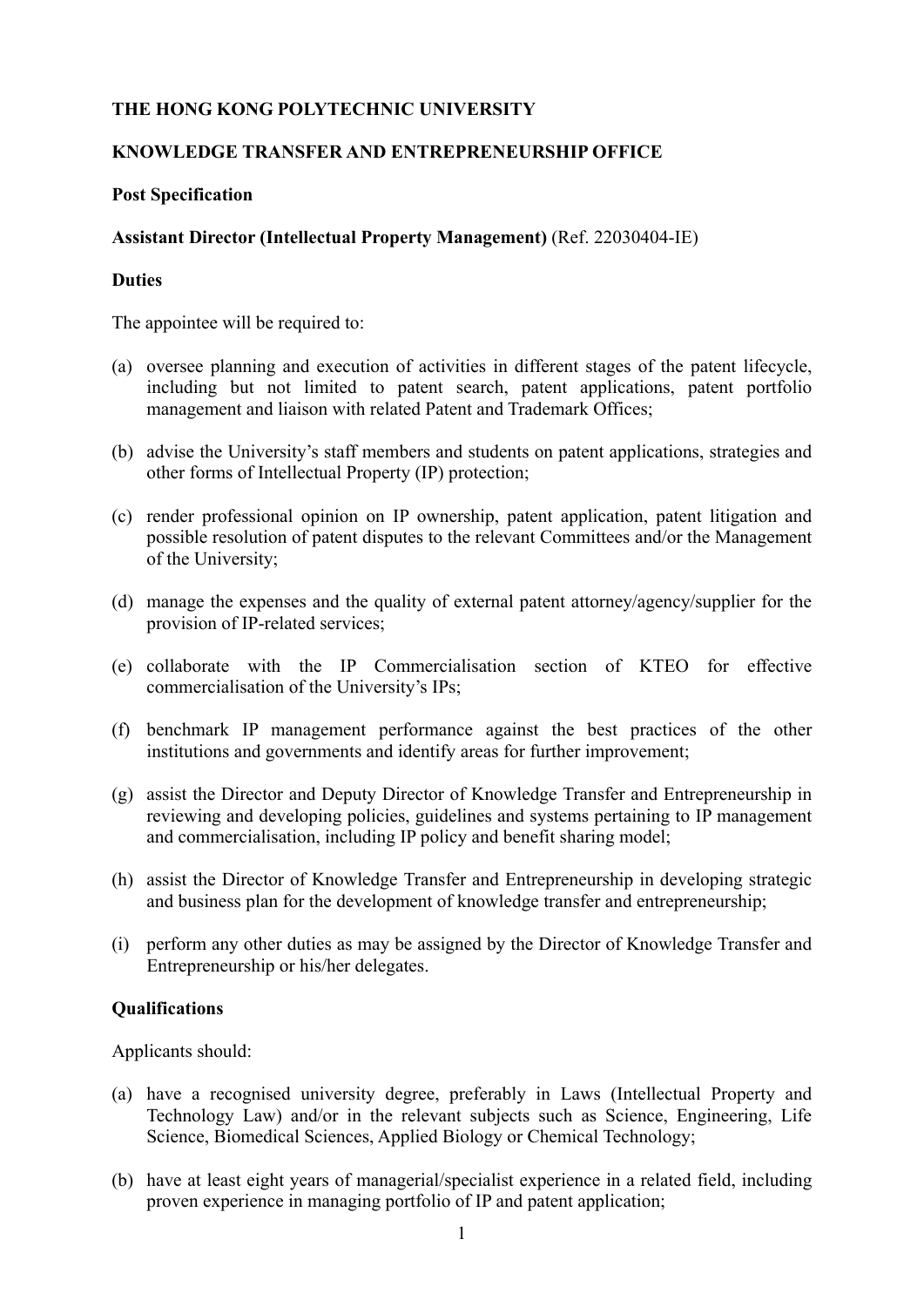**THE HONG KONG POLYTECHNIC UNIVERSITY**

**KNOWLEDGE TRANSFER AND ENTREPRENEURSHIP OFFICE**

**Post Specification**

**Assistant Director (Intellectual Property Management)** (Ref. 22030404-IE)

**Duties**

The appointee will be required to:

(a) oversee planning and execution of activities in different stages of the patent lifecycle, including but not limited to patent search, patent applications, patent portfolio management and liaison with related Patent and Trademark Offices;

(b) advise the University's staff members and students on patent applications, strategies and other forms of Intellectual Property (IP) protection;

(c) render professional opinion on IP ownership, patent application, patent litigation and possible resolution of patent disputes to the relevant Committees and/or the Management of the University;

(d) manage the expenses and the quality of external patent attorney/agency/supplier for the provision of IP-related services;

(e) collaborate with the IP Commercialisation section of KTEO for effective commercialisation of the University's IPs;

(f) benchmark IP management performance against the best practices of the other institutions and governments and identify areas for further improvement;

(g) assist the Director and Deputy Director of Knowledge Transfer and Entrepreneurship in reviewing and developing policies, guidelines and systems pertaining to IP management and commercialisation, including IP policy and benefit sharing model;

(h) assist the Director of Knowledge Transfer and Entrepreneurship in developing strategic and business plan for the development of knowledge transfer and entrepreneurship;

(i) perform any other duties as may be assigned by the Director of Knowledge Transfer and Entrepreneurship or his/her delegates.

**Qualifications**

Applicants should:

(a) have a recognised university degree, preferably in Laws (Intellectual Property and Technology Law) and/or in the relevant subjects such as Science, Engineering, Life Science, Biomedical Sciences, Applied Biology or Chemical Technology;

(b) have at least eight years of managerial/specialist experience in a related field, including proven experience in managing portfolio of IP and patent application;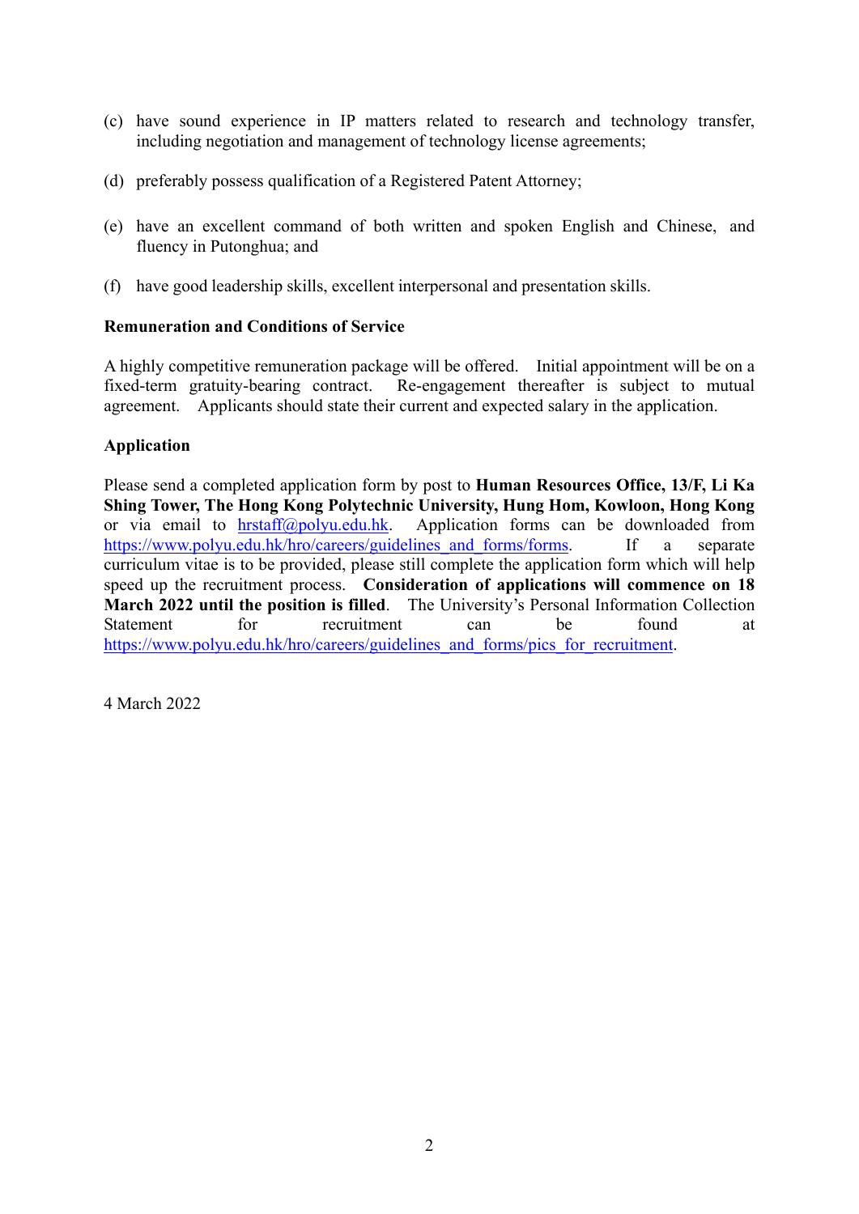(c) have sound experience in IP matters related to research and technology transfer, including negotiation and management of technology license agreements;

(d) preferably possess qualification of a Registered Patent Attorney;

(e) have an excellent command of both written and spoken English and Chinese, and fluency in Putonghua; and

(f) have good leadership skills, excellent interpersonal and presentation skills.

**Remuneration and Conditions of Service**

A highly competitive remuneration package will be offered. Initial appointment will be on a fixed-term gratuity-bearing contract. Re-engagement thereafter is subject to mutual agreement. Applicants should state their current and expected salary in the application.

**Application**

Please send a completed application form by post to **Human Resources Office, 13/F, Li Ka Shing Tower, The Hong Kong Polytechnic University, Hung Hom, Kowloon, Hong Kong** or via email to hrstaff@polyu.edu.hk. Application forms can be downloaded from https://www.polyu.edu.hk/hro/careers/guidelines_and_forms/forms. If a separate curriculum vitae is to be provided, please still complete the application form which will help speed up the recruitment process. **Consideration of applications will commence on 18 March 2022 until the position is filled**. The University's Personal Information Collection Statement for recruitment can be found at https://www.polyu.edu.hk/hro/careers/guidelines_and_forms/pics_for_recruitment.

4 March 2022